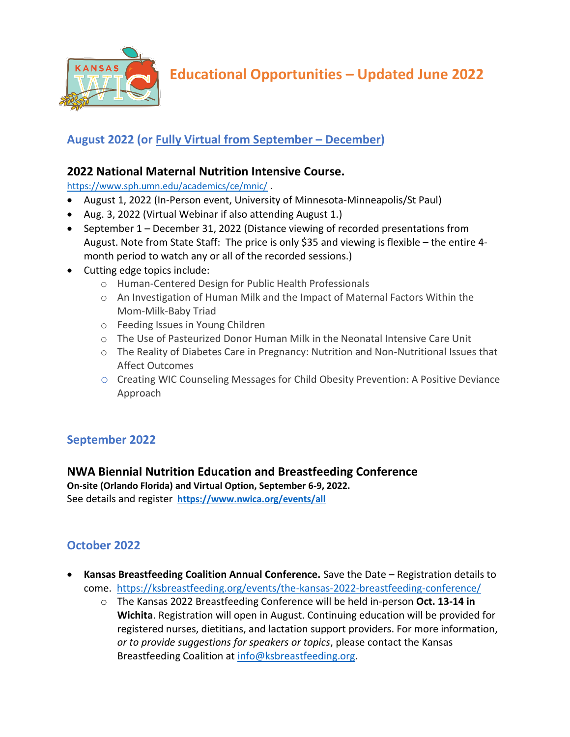# Educational Opportunities – Updated June 2022

## August 2022 (or Fully Virtual from September – December)

### 2022 National Maternal Nutrition Intensive Course.

https://www.sph.umn.edu/academics/ce/mnic/ .

- August 1, 2022 (In-Person event, University of Minnesota-Minneapolis/St Paul)
- Aug. 3, 2022 (Virtual Webinar if also attending August 1.)
- September 1 – December 31, 2022 (Distance viewing of recorded presentations from August. Note from State Staff: The price is only $35 and viewing is flexible – the entire 4-month period to watch any or all of the recorded sessions.)
- Cutting edge topics include:
  - Human-Centered Design for Public Health Professionals
  - An Investigation of Human Milk and the Impact of Maternal Factors Within the Mom-Milk-Baby Triad
  - Feeding Issues in Young Children
  - The Use of Pasteurized Donor Human Milk in the Neonatal Intensive Care Unit
  - The Reality of Diabetes Care in Pregnancy: Nutrition and Non-Nutritional Issues that Affect Outcomes
  - Creating WIC Counseling Messages for Child Obesity Prevention: A Positive Deviance Approach

## September 2022

### NWA Biennial Nutrition Education and Breastfeeding Conference

**On-site (Orlando Florida) and Virtual Option, September 6-9, 2022.**

See details and register **https://www.nwica.org/events/all**

## October 2022

- **Kansas Breastfeeding Coalition Annual Conference.** Save the Date – Registration details to come. https://ksbreastfeeding.org/events/the-kansas-2022-breastfeeding-conference/
  - The Kansas 2022 Breastfeeding Conference will be held in-person **Oct. 13-14 in Wichita**. Registration will open in August. Continuing education will be provided for registered nurses, dietitians, and lactation support providers. For more information, *or to provide suggestions for speakers or topics*, please contact the Kansas Breastfeeding Coalition at info@ksbreastfeeding.org.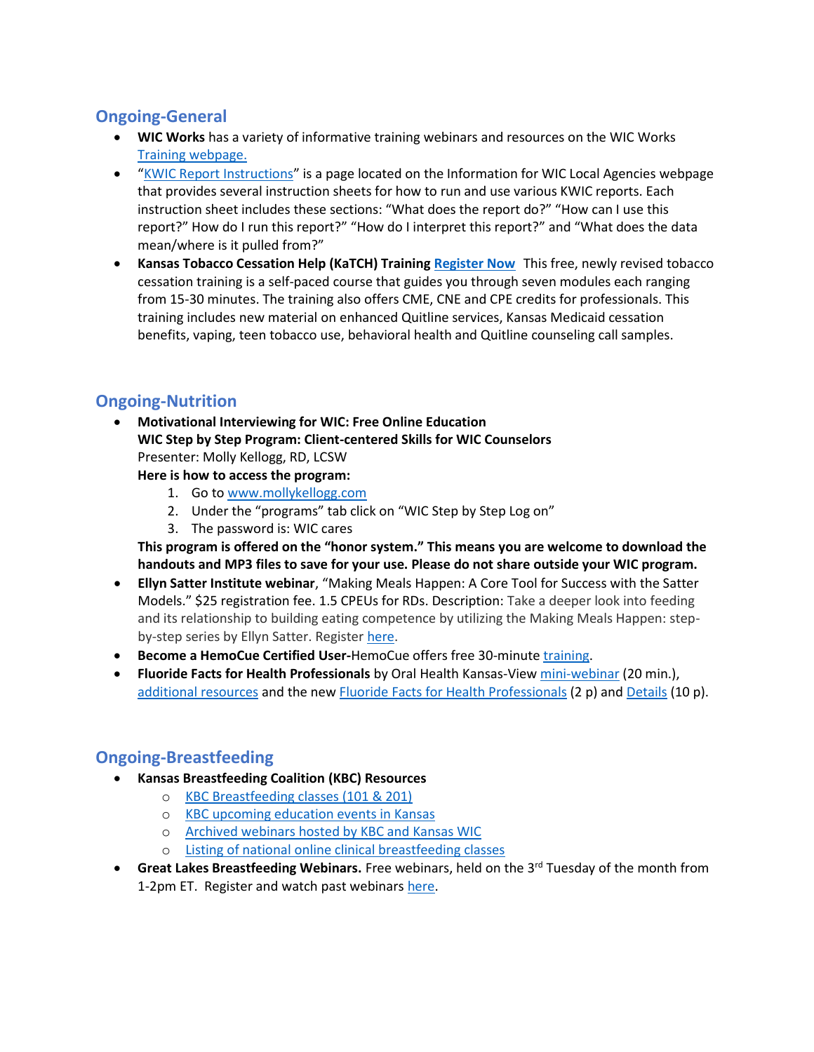## Ongoing-General

- **WIC Works** has a variety of informative training webinars and resources on the WIC Works Training webpage.
- "KWIC Report Instructions" is a page located on the Information for WIC Local Agencies webpage that provides several instruction sheets for how to run and use various KWIC reports. Each instruction sheet includes these sections: "What does the report do?" "How can I use this report?" How do I run this report?" "How do I interpret this report?" and "What does the data mean/where is it pulled from?"
- **Kansas Tobacco Cessation Help (KaTCH) Training Register Now** This free, newly revised tobacco cessation training is a self-paced course that guides you through seven modules each ranging from 15-30 minutes. The training also offers CME, CNE and CPE credits for professionals. This training includes new material on enhanced Quitline services, Kansas Medicaid cessation benefits, vaping, teen tobacco use, behavioral health and Quitline counseling call samples.

## Ongoing-Nutrition

- **Motivational Interviewing for WIC: Free Online Education**
  **WIC Step by Step Program: Client-centered Skills for WIC Counselors**
  Presenter: Molly Kellogg, RD, LCSW
  **Here is how to access the program:**
  1. Go to www.mollykellogg.com
  2. Under the "programs" tab click on "WIC Step by Step Log on"
  3. The password is: WIC cares

  **This program is offered on the "honor system." This means you are welcome to download the handouts and MP3 files to save for your use. Please do not share outside your WIC program.**
- **Ellyn Satter Institute webinar**, "Making Meals Happen: A Core Tool for Success with the Satter Models." $25 registration fee. 1.5 CPEUs for RDs. Description: Take a deeper look into feeding and its relationship to building eating competence by utilizing the Making Meals Happen: step-by-step series by Ellyn Satter. Register here.
- **Become a HemoCue Certified User-**HemoCue offers free 30-minute training.
- **Fluoride Facts for Health Professionals** by Oral Health Kansas-View mini-webinar (20 min.), additional resources and the new Fluoride Facts for Health Professionals (2 p) and Details (10 p).

## Ongoing-Breastfeeding

- **Kansas Breastfeeding Coalition (KBC) Resources**
  - KBC Breastfeeding classes (101 & 201)
  - KBC upcoming education events in Kansas
  - Archived webinars hosted by KBC and Kansas WIC
  - Listing of national online clinical breastfeeding classes
- **Great Lakes Breastfeeding Webinars.** Free webinars, held on the 3rd Tuesday of the month from 1-2pm ET. Register and watch past webinars here.